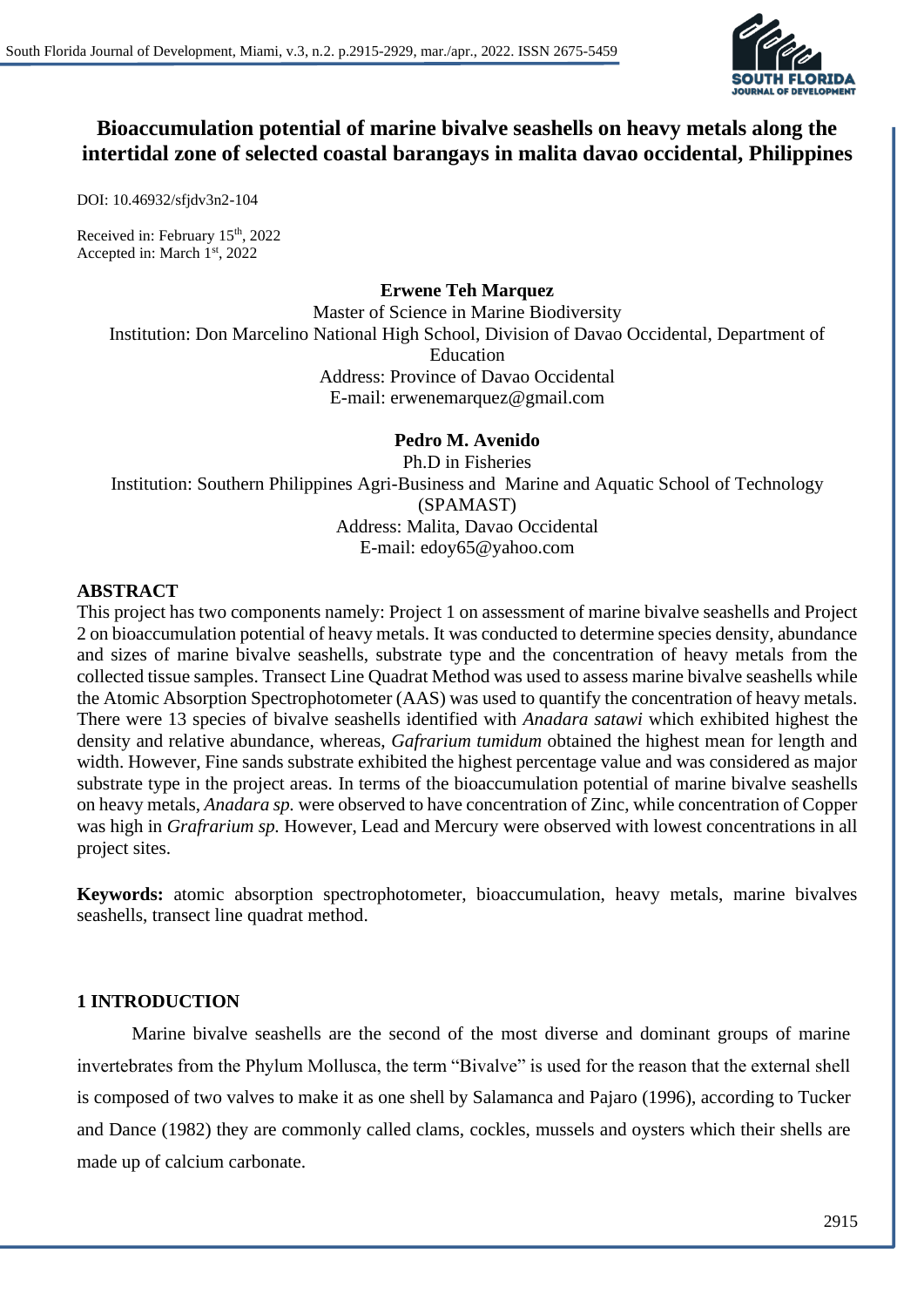# Bioaccumulation potential of marine bivalve seashells on heavy metals along the intertidal zone of selected coastal barangays in malita davao occidental, Philippines

DOI: 10.46932/sfjdv3n2-104

Received in: February 15th, 2022
Accepted in: March 1st, 2022

**Erwene Teh Marquez**

Master of Science in Marine Biodiversity
Institution: Don Marcelino National High School, Division of Davao Occidental, Department of Education
Address: Province of Davao Occidental
E-mail: erwenemarquez@gmail.com

**Pedro M. Avenido**

Ph.D in Fisheries
Institution: Southern Philippines Agri-Business and Marine and Aquatic School of Technology (SPAMAST)
Address: Malita, Davao Occidental
E-mail: edoy65@yahoo.com

## ABSTRACT

This project has two components namely: Project 1 on assessment of marine bivalve seashells and Project 2 on bioaccumulation potential of heavy metals. It was conducted to determine species density, abundance and sizes of marine bivalve seashells, substrate type and the concentration of heavy metals from the collected tissue samples. Transect Line Quadrat Method was used to assess marine bivalve seashells while the Atomic Absorption Spectrophotometer (AAS) was used to quantify the concentration of heavy metals. There were 13 species of bivalve seashells identified with *Anadara satawi* which exhibited highest the density and relative abundance, whereas, *Gafrarium tumidum* obtained the highest mean for length and width. However, Fine sands substrate exhibited the highest percentage value and was considered as major substrate type in the project areas. In terms of the bioaccumulation potential of marine bivalve seashells on heavy metals, *Anadara sp.* were observed to have concentration of Zinc, while concentration of Copper was high in *Grafrarium sp.* However, Lead and Mercury were observed with lowest concentrations in all project sites.

**Keywords:** atomic absorption spectrophotometer, bioaccumulation, heavy metals, marine bivalves seashells, transect line quadrat method.

## 1 INTRODUCTION

Marine bivalve seashells are the second of the most diverse and dominant groups of marine invertebrates from the Phylum Mollusca, the term "Bivalve" is used for the reason that the external shell is composed of two valves to make it as one shell by Salamanca and Pajaro (1996), according to Tucker and Dance (1982) they are commonly called clams, cockles, mussels and oysters which their shells are made up of calcium carbonate.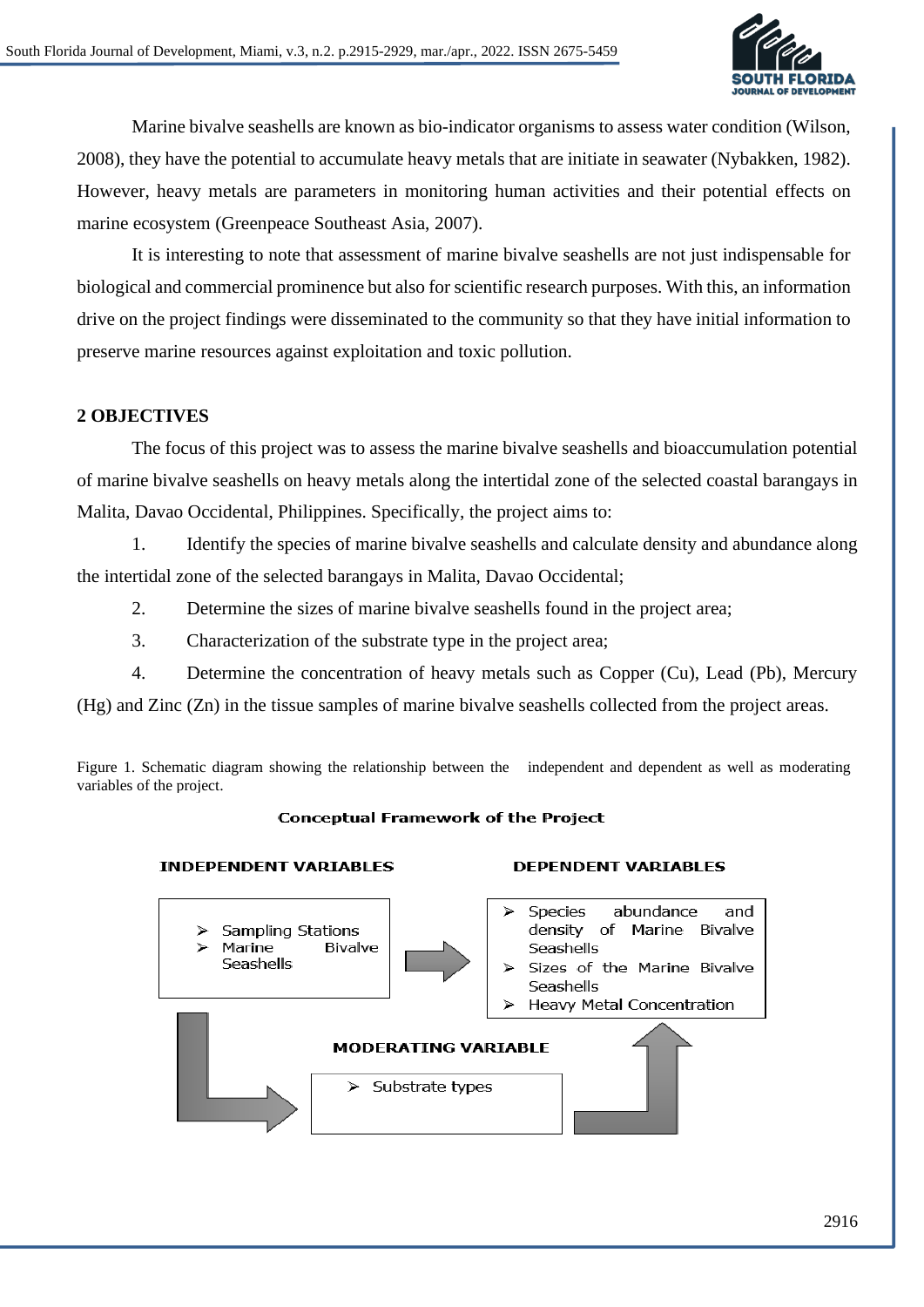Marine bivalve seashells are known as bio-indicator organisms to assess water condition (Wilson, 2008), they have the potential to accumulate heavy metals that are initiate in seawater (Nybakken, 1982). However, heavy metals are parameters in monitoring human activities and their potential effects on marine ecosystem (Greenpeace Southeast Asia, 2007).

It is interesting to note that assessment of marine bivalve seashells are not just indispensable for biological and commercial prominence but also for scientific research purposes. With this, an information drive on the project findings were disseminated to the community so that they have initial information to preserve marine resources against exploitation and toxic pollution.

## 2 OBJECTIVES

The focus of this project was to assess the marine bivalve seashells and bioaccumulation potential of marine bivalve seashells on heavy metals along the intertidal zone of the selected coastal barangays in Malita, Davao Occidental, Philippines. Specifically, the project aims to:

1. Identify the species of marine bivalve seashells and calculate density and abundance along the intertidal zone of the selected barangays in Malita, Davao Occidental;
2. Determine the sizes of marine bivalve seashells found in the project area;
3. Characterization of the substrate type in the project area;
4. Determine the concentration of heavy metals such as Copper (Cu), Lead (Pb), Mercury (Hg) and Zinc (Zn) in the tissue samples of marine bivalve seashells collected from the project areas.

Figure 1. Schematic diagram showing the relationship between the independent and dependent as well as moderating variables of the project.

**Conceptual Framework of the Project**

**INDEPENDENT VARIABLES**
- Sampling Stations
- Marine Bivalve Seashells

**DEPENDENT VARIABLES**
- Species abundance and density of Marine Bivalve Seashells
- Sizes of the Marine Bivalve Seashells
- Heavy Metal Concentration

**MODERATING VARIABLE**
- Substrate types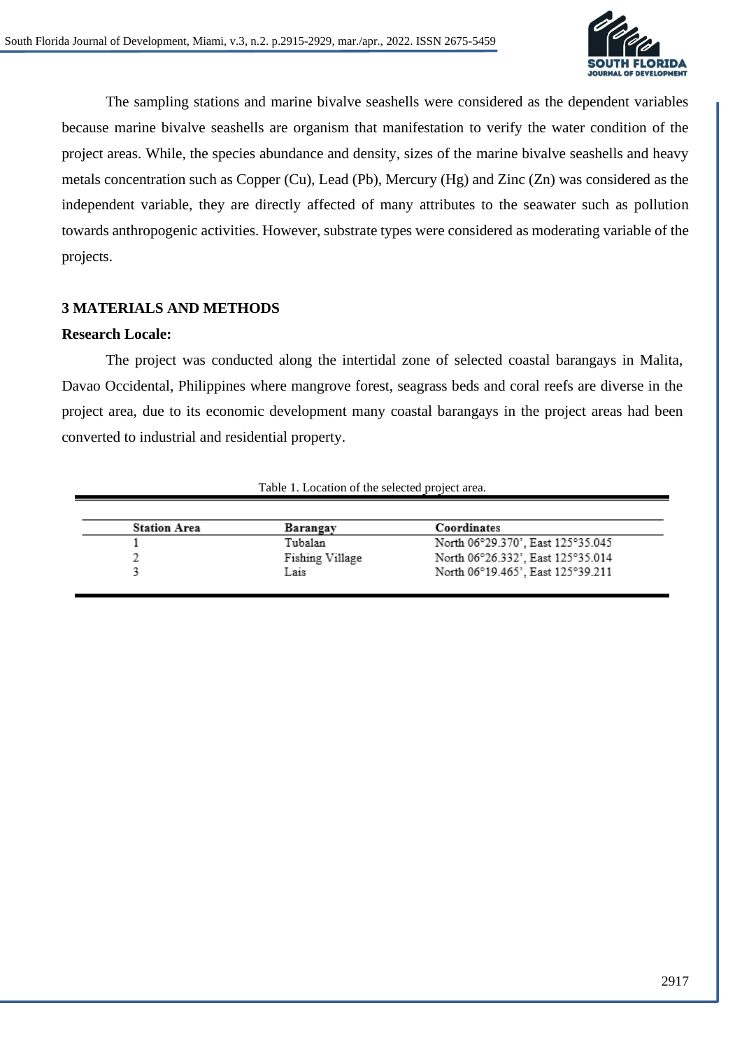The sampling stations and marine bivalve seashells were considered as the dependent variables because marine bivalve seashells are organism that manifestation to verify the water condition of the project areas. While, the species abundance and density, sizes of the marine bivalve seashells and heavy metals concentration such as Copper (Cu), Lead (Pb), Mercury (Hg) and Zinc (Zn) was considered as the independent variable, they are directly affected of many attributes to the seawater such as pollution towards anthropogenic activities. However, substrate types were considered as moderating variable of the projects.

## 3 MATERIALS AND METHODS

**Research Locale:**

The project was conducted along the intertidal zone of selected coastal barangays in Malita, Davao Occidental, Philippines where mangrove forest, seagrass beds and coral reefs are diverse in the project area, due to its economic development many coastal barangays in the project areas had been converted to industrial and residential property.

Table 1. Location of the selected project area.

| Station Area | Barangay | Coordinates |
|---|---|---|
| 1 | Tubalan | North 06°29.370', East 125°35.045 |
| 2 | Fishing Village | North 06°26.332', East 125°35.014 |
| 3 | Lais | North 06°19.465', East 125°39.211 |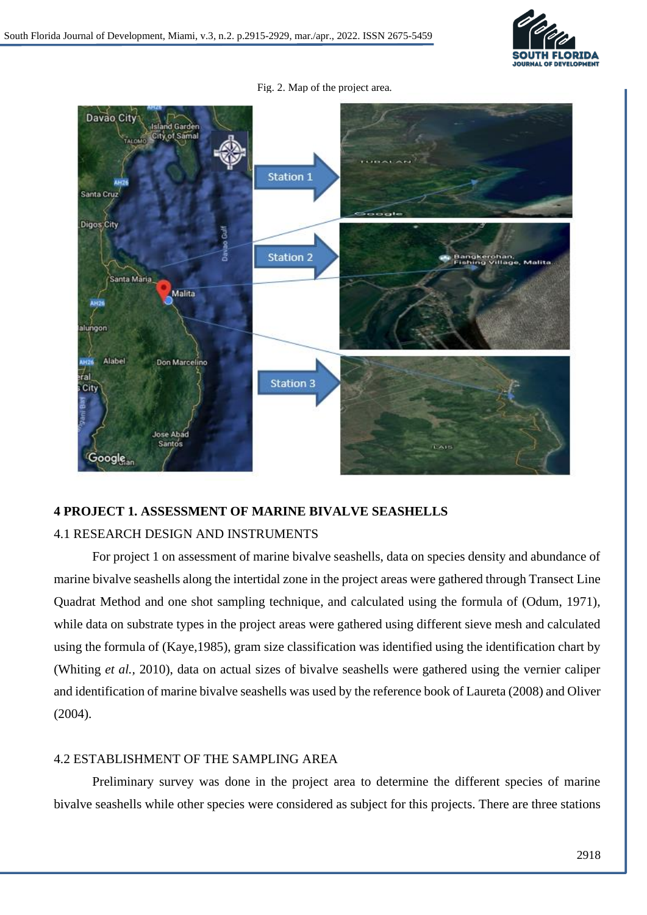Fig. 2. Map of the project area.

## 4 PROJECT 1. ASSESSMENT OF MARINE BIVALVE SEASHELLS

### 4.1 RESEARCH DESIGN AND INSTRUMENTS

For project 1 on assessment of marine bivalve seashells, data on species density and abundance of marine bivalve seashells along the intertidal zone in the project areas were gathered through Transect Line Quadrat Method and one shot sampling technique, and calculated using the formula of (Odum, 1971), while data on substrate types in the project areas were gathered using different sieve mesh and calculated using the formula of (Kaye,1985), gram size classification was identified using the identification chart by (Whiting *et al.*, 2010), data on actual sizes of bivalve seashells were gathered using the vernier caliper and identification of marine bivalve seashells was used by the reference book of Laureta (2008) and Oliver (2004).

### 4.2 ESTABLISHMENT OF THE SAMPLING AREA

Preliminary survey was done in the project area to determine the different species of marine bivalve seashells while other species were considered as subject for this projects. There are three stations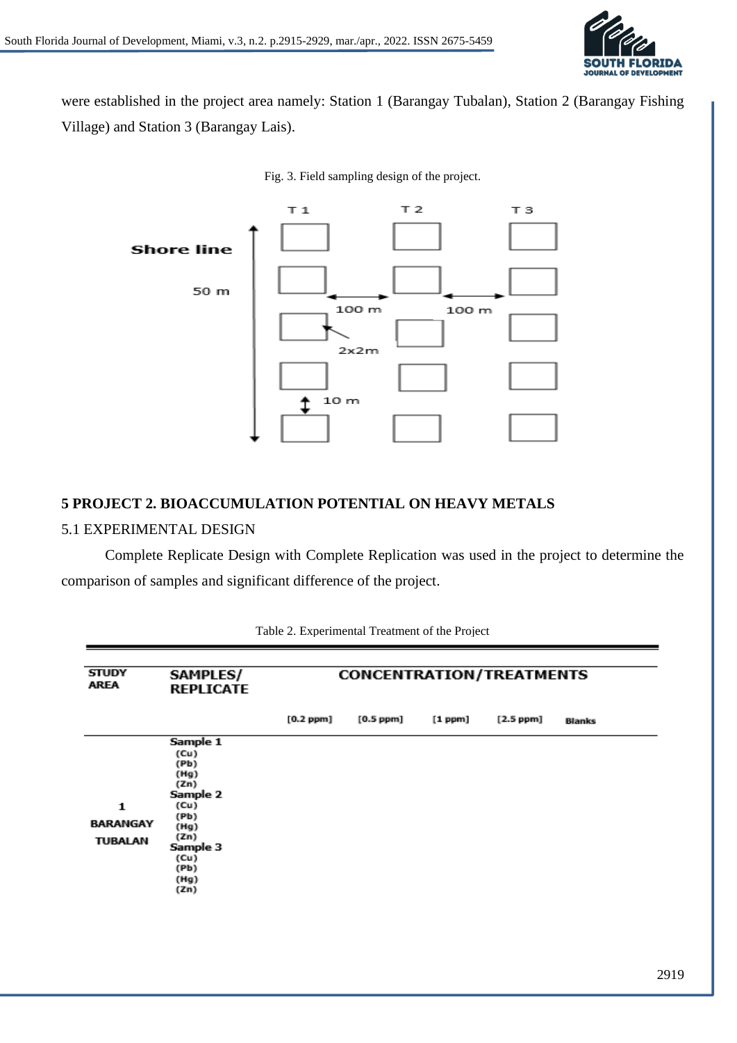were established in the project area namely: Station 1 (Barangay Tubalan), Station 2 (Barangay Fishing Village) and Station 3 (Barangay Lais).

Fig. 3. Field sampling design of the project.

## 5 PROJECT 2. BIOACCUMULATION POTENTIAL ON HEAVY METALS

### 5.1 EXPERIMENTAL DESIGN

Complete Replicate Design with Complete Replication was used in the project to determine the comparison of samples and significant difference of the project.

Table 2. Experimental Treatment of the Project

| STUDY AREA | SAMPLES/ REPLICATE | CONCENTRATION/TREATMENTS | | | | |
|---|---|---|---|---|---|---|
| | | [0.2 ppm] | [0.5 ppm] | [1 ppm] | [2.5 ppm] | Blanks |
| 1 BARANGAY TUBALAN | Sample 1 (Cu) (Pb) (Hg) (Zn) Sample 2 (Cu) (Pb) (Hg) (Zn) Sample 3 (Cu) (Pb) (Hg) (Zn) | | | | | |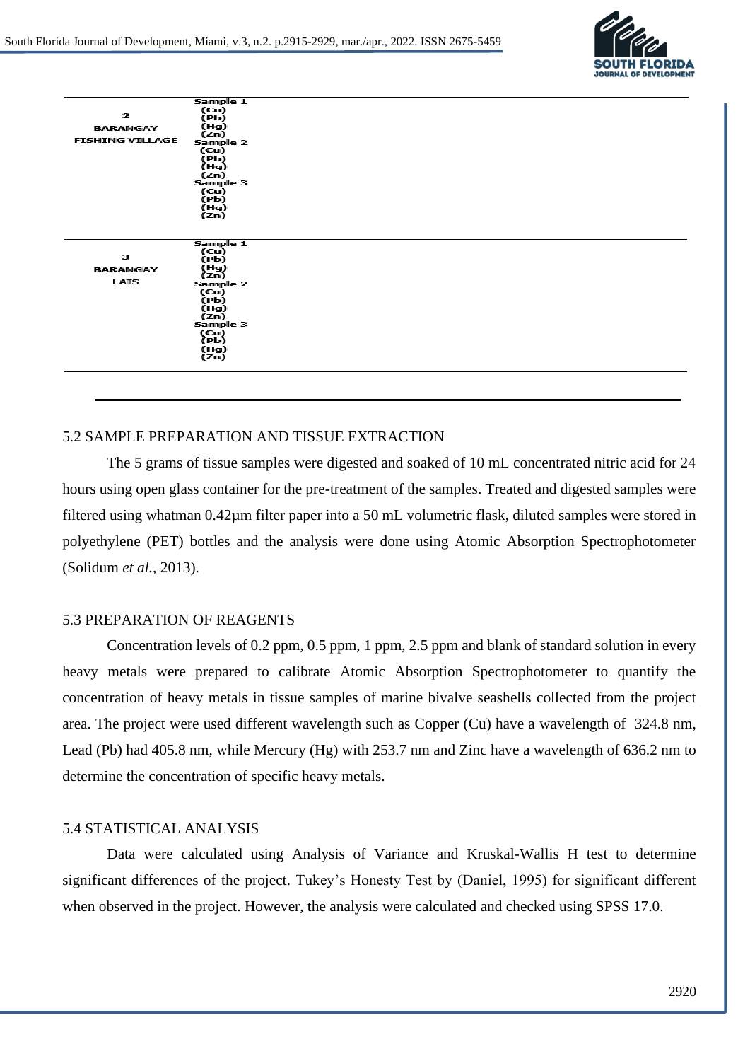| | |
|---|---|
| 2 BARANGAY FISHING VILLAGE | Sample 1 (Cu) (Pb) (Hg) (Zn) Sample 2 (Cu) (Pb) (Hg) (Zn) Sample 3 (Cu) (Pb) (Hg) (Zn) |
| 3 BARANGAY LAIS | Sample 1 (Cu) (Pb) (Hg) (Zn) Sample 2 (Cu) (Pb) (Hg) (Zn) Sample 3 (Cu) (Pb) (Hg) (Zn) |

## 5.2 SAMPLE PREPARATION AND TISSUE EXTRACTION

The 5 grams of tissue samples were digested and soaked of 10 mL concentrated nitric acid for 24 hours using open glass container for the pre-treatment of the samples. Treated and digested samples were filtered using whatman 0.42µm filter paper into a 50 mL volumetric flask, diluted samples were stored in polyethylene (PET) bottles and the analysis were done using Atomic Absorption Spectrophotometer (Solidum *et al.,* 2013).

## 5.3 PREPARATION OF REAGENTS

Concentration levels of 0.2 ppm, 0.5 ppm, 1 ppm, 2.5 ppm and blank of standard solution in every heavy metals were prepared to calibrate Atomic Absorption Spectrophotometer to quantify the concentration of heavy metals in tissue samples of marine bivalve seashells collected from the project area. The project were used different wavelength such as Copper (Cu) have a wavelength of 324.8 nm, Lead (Pb) had 405.8 nm, while Mercury (Hg) with 253.7 nm and Zinc have a wavelength of 636.2 nm to determine the concentration of specific heavy metals.

## 5.4 STATISTICAL ANALYSIS

Data were calculated using Analysis of Variance and Kruskal-Wallis H test to determine significant differences of the project. Tukey's Honesty Test by (Daniel, 1995) for significant different when observed in the project. However, the analysis were calculated and checked using SPSS 17.0.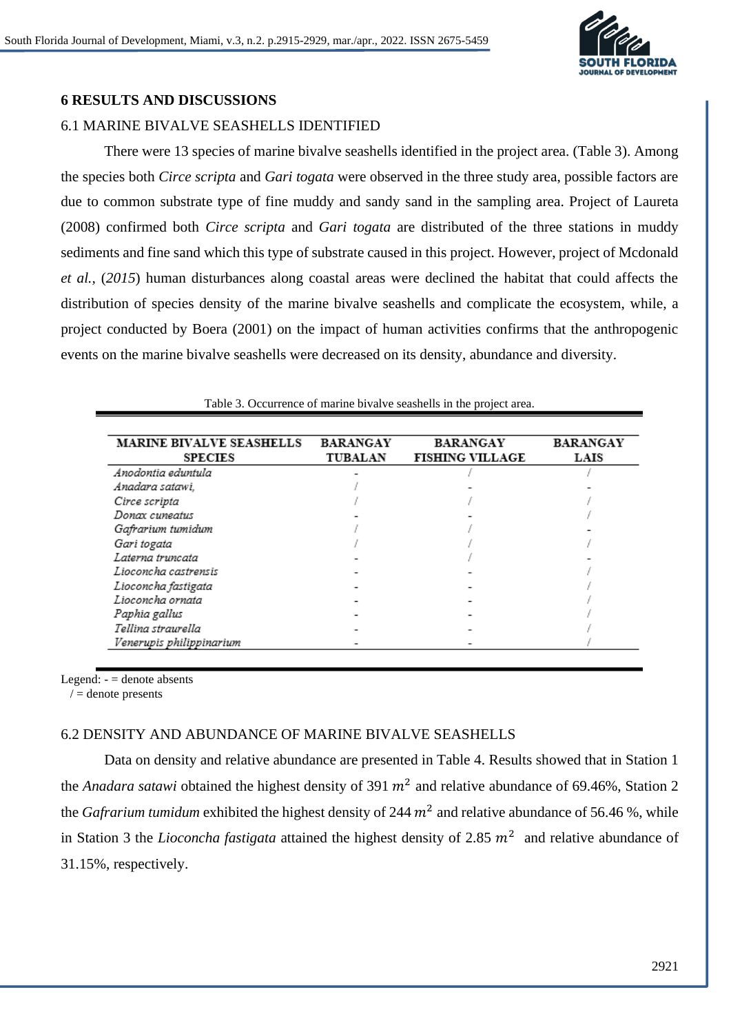## 6 RESULTS AND DISCUSSIONS

### 6.1 MARINE BIVALVE SEASHELLS IDENTIFIED

There were 13 species of marine bivalve seashells identified in the project area. (Table 3). Among the species both *Circe scripta* and *Gari togata* were observed in the three study area, possible factors are due to common substrate type of fine muddy and sandy sand in the sampling area. Project of Laureta (2008) confirmed both *Circe scripta* and *Gari togata* are distributed of the three stations in muddy sediments and fine sand which this type of substrate caused in this project. However, project of Mcdonald *et al.,* (*2015*) human disturbances along coastal areas were declined the habitat that could affects the distribution of species density of the marine bivalve seashells and complicate the ecosystem, while, a project conducted by Boera (2001) on the impact of human activities confirms that the anthropogenic events on the marine bivalve seashells were decreased on its density, abundance and diversity.

Table 3. Occurrence of marine bivalve seashells in the project area.

| MARINE BIVALVE SEASHELLS SPECIES | BARANGAY TUBALAN | BARANGAY FISHING VILLAGE | BARANGAY LAIS |
|---|---|---|---|
| *Anodontia eduntula* | - | / | / |
| *Anadara satawi,* | / | - | - |
| *Circe scripta* | / | / | / |
| *Donax cuneatus* | - | - | / |
| *Gafrarium tumidum* | / | / | - |
| *Gari togata* | / | / | / |
| *Laterna truncata* | - | / | - |
| *Lioconcha castrensis* | - | - | / |
| *Lioconcha fastigata* | - | - | / |
| *Lioconcha ornata* | - | - | / |
| *Paphia gallus* | - | - | / |
| *Tellina straurella* | - | - | / |
| *Venerupis philippinarium* | - | - | / |

Legend: - = denote absents
/ = denote presents

### 6.2 DENSITY AND ABUNDANCE OF MARINE BIVALVE SEASHELLS

Data on density and relative abundance are presented in Table 4. Results showed that in Station 1 the *Anadara satawi* obtained the highest density of 391 $m^2$ and relative abundance of 69.46%, Station 2 the *Gafrarium tumidum* exhibited the highest density of 244 $m^2$ and relative abundance of 56.46 %, while in Station 3 the *Lioconcha fastigata* attained the highest density of 2.85 $m^2$ and relative abundance of 31.15%, respectively.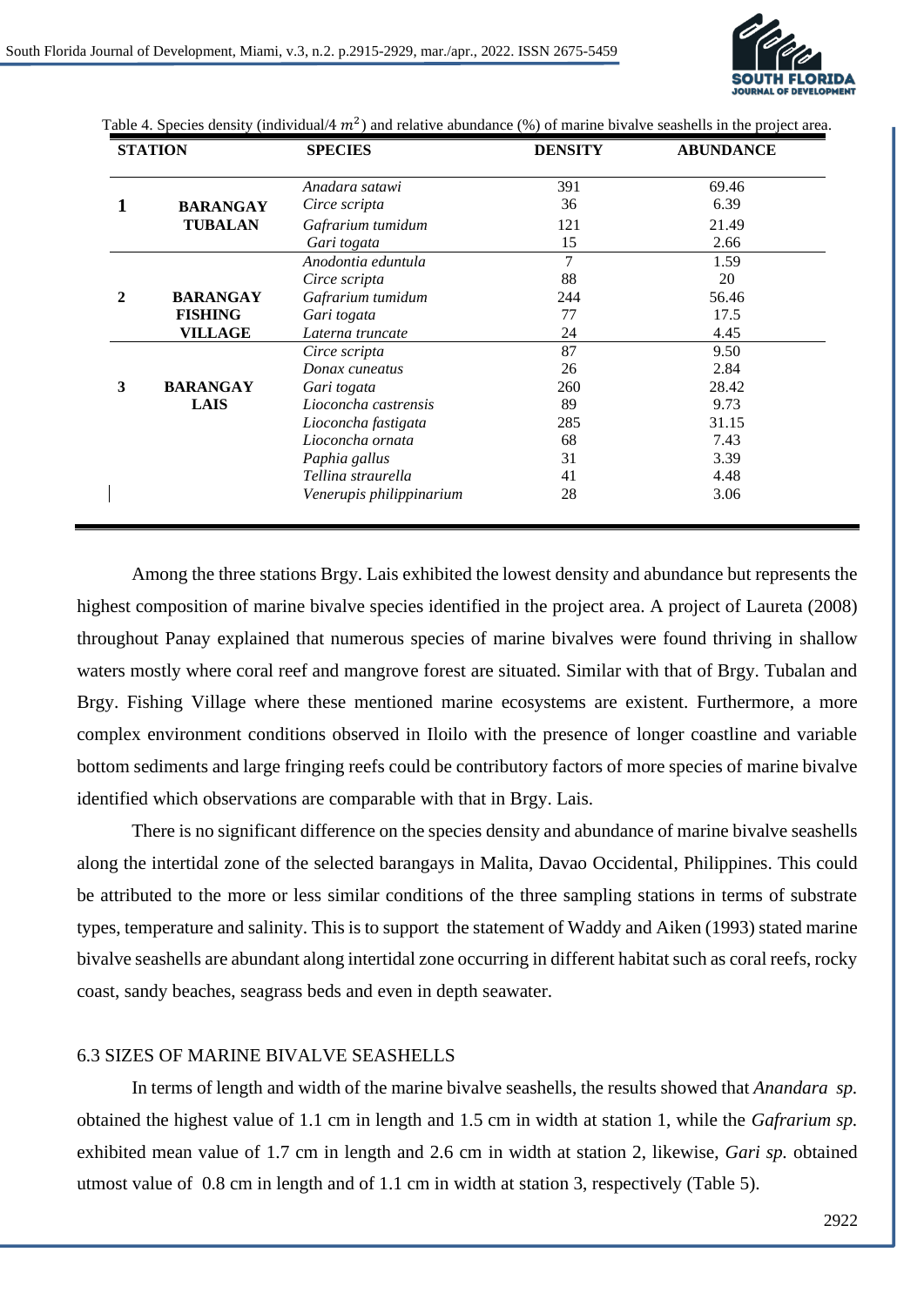Table 4. Species density (individual/4 $m^2$) and relative abundance (%) of marine bivalve seashells in the project area.

| STATION | | SPECIES | DENSITY | ABUNDANCE |
|---|---|---|---|---|
| 1 | BARANGAY TUBALAN | *Anadara satawi* | 391 | 69.46 |
| | | *Circe scripta* | 36 | 6.39 |
| | | *Gafrarium tumidum* | 121 | 21.49 |
| | | *Gari togata* | 15 | 2.66 |
| 2 | BARANGAY FISHING VILLAGE | *Anodontia eduntula* | 7 | 1.59 |
| | | *Circe scripta* | 88 | 20 |
| | | *Gafrarium tumidum* | 244 | 56.46 |
| | | *Gari togata* | 77 | 17.5 |
| | | *Laterna truncate* | 24 | 4.45 |
| 3 | BARANGAY LAIS | *Circe scripta* | 87 | 9.50 |
| | | *Donax cuneatus* | 26 | 2.84 |
| | | *Gari togata* | 260 | 28.42 |
| | | *Lioconcha castrensis* | 89 | 9.73 |
| | | *Lioconcha fastigata* | 285 | 31.15 |
| | | *Lioconcha ornata* | 68 | 7.43 |
| | | *Paphia gallus* | 31 | 3.39 |
| | | *Tellina straurella* | 41 | 4.48 |
| | | *Venerupis philippinarium* | 28 | 3.06 |

Among the three stations Brgy. Lais exhibited the lowest density and abundance but represents the highest composition of marine bivalve species identified in the project area. A project of Laureta (2008) throughout Panay explained that numerous species of marine bivalves were found thriving in shallow waters mostly where coral reef and mangrove forest are situated. Similar with that of Brgy. Tubalan and Brgy. Fishing Village where these mentioned marine ecosystems are existent. Furthermore, a more complex environment conditions observed in Iloilo with the presence of longer coastline and variable bottom sediments and large fringing reefs could be contributory factors of more species of marine bivalve identified which observations are comparable with that in Brgy. Lais.

There is no significant difference on the species density and abundance of marine bivalve seashells along the intertidal zone of the selected barangays in Malita, Davao Occidental, Philippines. This could be attributed to the more or less similar conditions of the three sampling stations in terms of substrate types, temperature and salinity. This is to support the statement of Waddy and Aiken (1993) stated marine bivalve seashells are abundant along intertidal zone occurring in different habitat such as coral reefs, rocky coast, sandy beaches, seagrass beds and even in depth seawater.

### 6.3 SIZES OF MARINE BIVALVE SEASHELLS

In terms of length and width of the marine bivalve seashells, the results showed that *Anandara sp.* obtained the highest value of 1.1 cm in length and 1.5 cm in width at station 1, while the *Gafrarium sp.* exhibited mean value of 1.7 cm in length and 2.6 cm in width at station 2, likewise, *Gari sp.* obtained utmost value of 0.8 cm in length and of 1.1 cm in width at station 3, respectively (Table 5).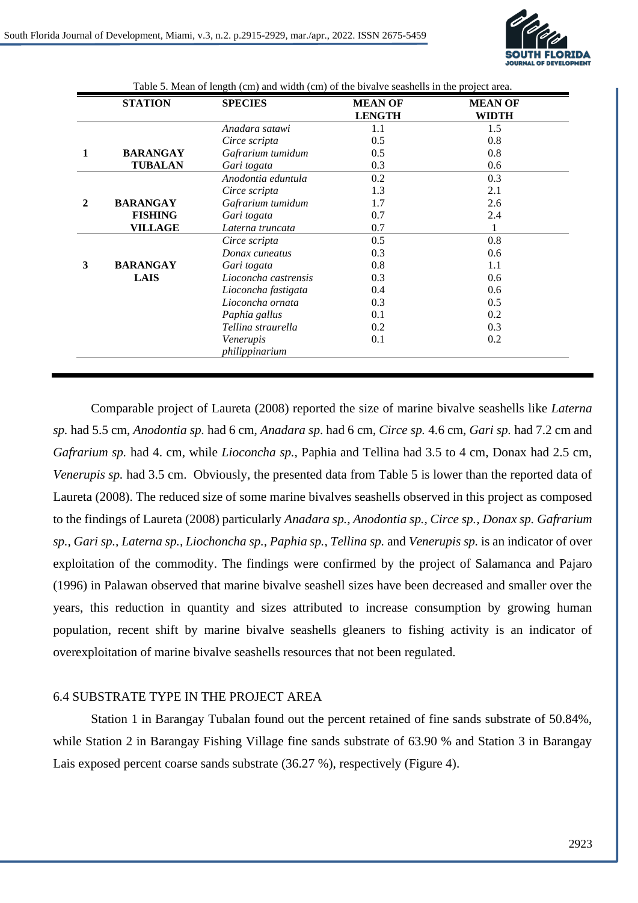Table 5. Mean of length (cm) and width (cm) of the bivalve seashells in the project area.

| | STATION | SPECIES | MEAN OF LENGTH | MEAN OF WIDTH |
|---|---|---|---|---|
| 1 | BARANGAY TUBALAN | *Anadara satawi* | 1.1 | 1.5 |
| | | *Circe scripta* | 0.5 | 0.8 |
| | | *Gafrarium tumidum* | 0.5 | 0.8 |
| | | *Gari togata* | 0.3 | 0.6 |
| 2 | BARANGAY FISHING VILLAGE | *Anodontia eduntula* | 0.2 | 0.3 |
| | | *Circe scripta* | 1.3 | 2.1 |
| | | *Gafrarium tumidum* | 1.7 | 2.6 |
| | | *Gari togata* | 0.7 | 2.4 |
| | | *Laterna truncata* | 0.7 | 1 |
| 3 | BARANGAY LAIS | *Circe scripta* | 0.5 | 0.8 |
| | | *Donax cuneatus* | 0.3 | 0.6 |
| | | *Gari togata* | 0.8 | 1.1 |
| | | *Lioconcha castrensis* | 0.3 | 0.6 |
| | | *Lioconcha fastigata* | 0.4 | 0.6 |
| | | *Lioconcha ornata* | 0.3 | 0.5 |
| | | *Paphia gallus* | 0.1 | 0.2 |
| | | *Tellina straurella* | 0.2 | 0.3 |
| | | *Venerupis philippinarium* | 0.1 | 0.2 |

Comparable project of Laureta (2008) reported the size of marine bivalve seashells like *Laterna sp.* had 5.5 cm, *Anodontia sp.* had 6 cm, *Anadara sp*. had 6 cm, *Circe sp.* 4.6 cm, *Gari sp.* had 7.2 cm and *Gafrarium sp.* had 4. cm, while *Lioconcha sp.*, Paphia and Tellina had 3.5 to 4 cm, Donax had 2.5 cm, *Venerupis sp.* had 3.5 cm. Obviously, the presented data from Table 5 is lower than the reported data of Laureta (2008). The reduced size of some marine bivalves seashells observed in this project as composed to the findings of Laureta (2008) particularly *Anadara sp., Anodontia sp., Circe sp., Donax sp. Gafrarium sp., Gari sp., Laterna sp., Liochoncha sp., Paphia sp., Tellina sp.* and *Venerupis sp.* is an indicator of over exploitation of the commodity. The findings were confirmed by the project of Salamanca and Pajaro (1996) in Palawan observed that marine bivalve seashell sizes have been decreased and smaller over the years, this reduction in quantity and sizes attributed to increase consumption by growing human population, recent shift by marine bivalve seashells gleaners to fishing activity is an indicator of overexploitation of marine bivalve seashells resources that not been regulated.

### 6.4 SUBSTRATE TYPE IN THE PROJECT AREA

Station 1 in Barangay Tubalan found out the percent retained of fine sands substrate of 50.84%, while Station 2 in Barangay Fishing Village fine sands substrate of 63.90 % and Station 3 in Barangay Lais exposed percent coarse sands substrate (36.27 %), respectively (Figure 4).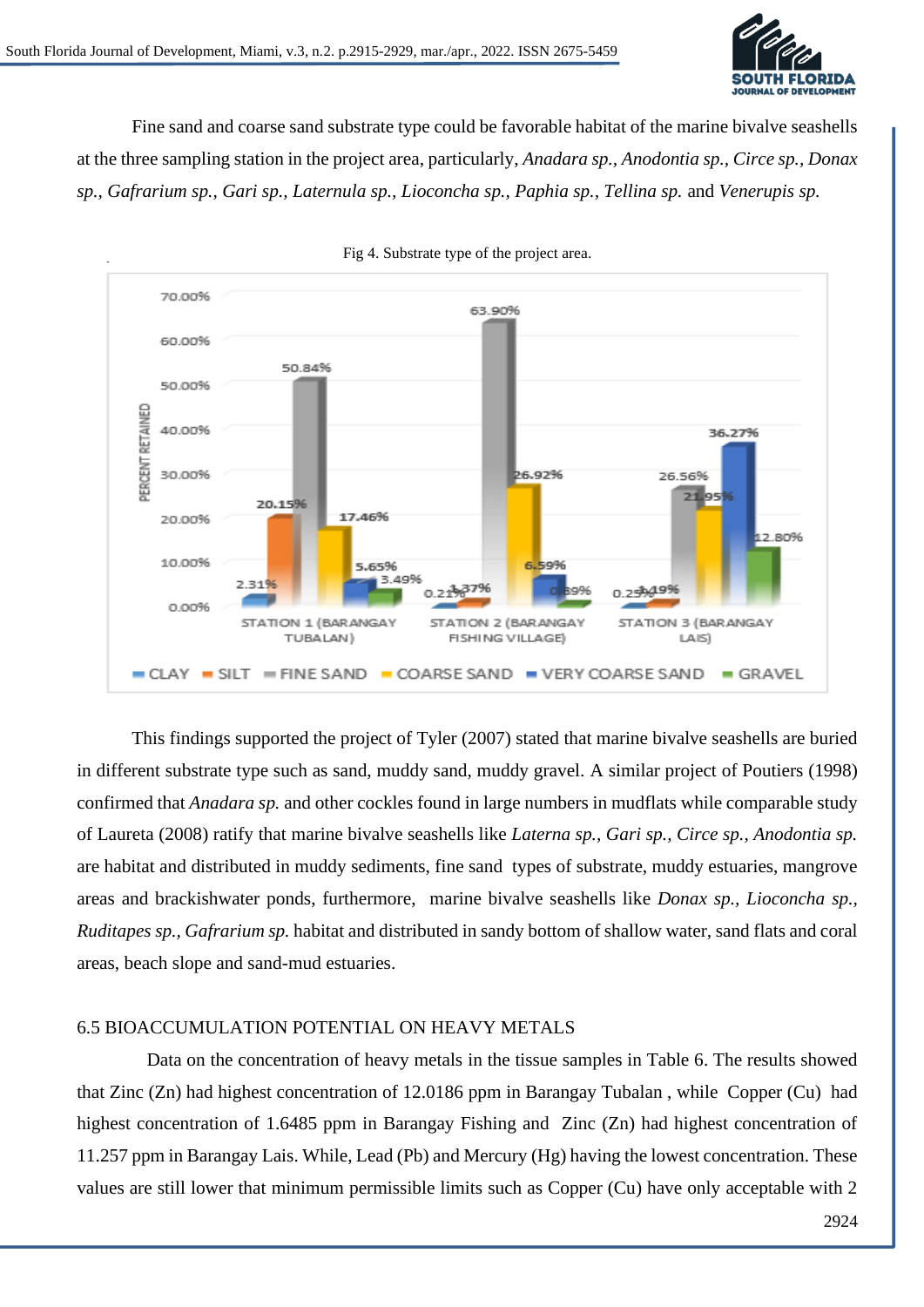Fine sand and coarse sand substrate type could be favorable habitat of the marine bivalve seashells at the three sampling station in the project area, particularly, *Anadara sp., Anodontia sp., Circe sp., Donax sp., Gafrarium sp., Gari sp., Laternula sp., Lioconcha sp., Paphia sp., Tellina sp.* and *Venerupis sp.*

Fig 4. Substrate type of the project area.

This findings supported the project of Tyler (2007) stated that marine bivalve seashells are buried in different substrate type such as sand, muddy sand, muddy gravel. A similar project of Poutiers (1998) confirmed that *Anadara sp.* and other cockles found in large numbers in mudflats while comparable study of Laureta (2008) ratify that marine bivalve seashells like *Laterna sp., Gari sp., Circe sp., Anodontia sp.* are habitat and distributed in muddy sediments, fine sand types of substrate, muddy estuaries, mangrove areas and brackishwater ponds, furthermore, marine bivalve seashells like *Donax sp., Lioconcha sp., Ruditapes sp., Gafrarium sp.* habitat and distributed in sandy bottom of shallow water, sand flats and coral areas, beach slope and sand-mud estuaries.

## 6.5 BIOACCUMULATION POTENTIAL ON HEAVY METALS

Data on the concentration of heavy metals in the tissue samples in Table 6. The results showed that Zinc (Zn) had highest concentration of 12.0186 ppm in Barangay Tubalan , while Copper (Cu) had highest concentration of 1.6485 ppm in Barangay Fishing and Zinc (Zn) had highest concentration of 11.257 ppm in Barangay Lais. While, Lead (Pb) and Mercury (Hg) having the lowest concentration. These values are still lower that minimum permissible limits such as Copper (Cu) have only acceptable with 2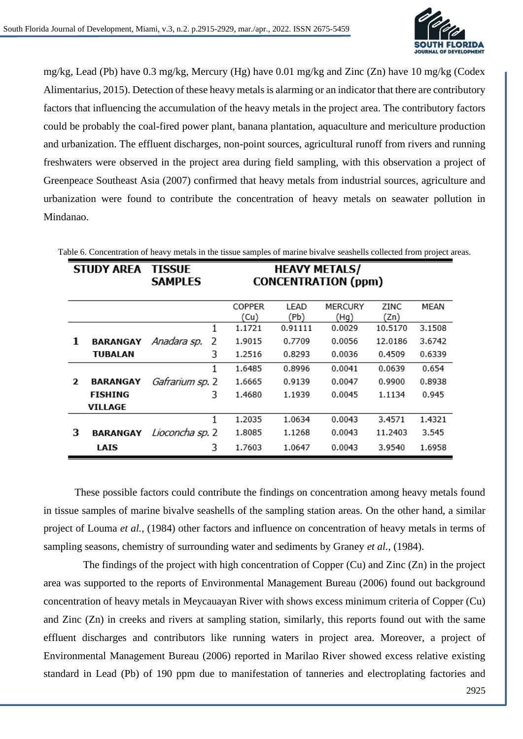mg/kg, Lead (Pb) have 0.3 mg/kg, Mercury (Hg) have 0.01 mg/kg and Zinc (Zn) have 10 mg/kg (Codex Alimentarius, 2015). Detection of these heavy metals is alarming or an indicator that there are contributory factors that influencing the accumulation of the heavy metals in the project area. The contributory factors could be probably the coal-fired power plant, banana plantation, aquaculture and mericulture production and urbanization. The effluent discharges, non-point sources, agricultural runoff from rivers and running freshwaters were observed in the project area during field sampling, with this observation a project of Greenpeace Southeast Asia (2007) confirmed that heavy metals from industrial sources, agriculture and urbanization were found to contribute the concentration of heavy metals on seawater pollution in Mindanao.

Table 6. Concentration of heavy metals in the tissue samples of marine bivalve seashells collected from project areas.

| STUDY AREA | TISSUE SAMPLES | | HEAVY METALS/ CONCENTRATION (ppm) | | | | |
|---|---|---|---|---|---|---|---|
| | | | COPPER (Cu) | LEAD (Pb) | MERCURY (Hg) | ZINC (Zn) | MEAN |
| 1 BARANGAY TUBALAN | *Anadara sp.* | 1 | 1.1721 | 0.91111 | 0.0029 | 10.5170 | 3.1508 |
| | | 2 | 1.9015 | 0.7709 | 0.0056 | 12.0186 | 3.6742 |
| | | 3 | 1.2516 | 0.8293 | 0.0036 | 0.4509 | 0.6339 |
| 2 BARANGAY FISHING VILLAGE | *Gafrarium sp.* | 1 | 1.6485 | 0.8996 | 0.0041 | 0.0639 | 0.654 |
| | | 2 | 1.6665 | 0.9139 | 0.0047 | 0.9900 | 0.8938 |
| | | 3 | 1.4680 | 1.1939 | 0.0045 | 1.1134 | 0.945 |
| 3 BARANGAY LAIS | *Lioconcha sp.* | 1 | 1.2035 | 1.0634 | 0.0043 | 3.4571 | 1.4321 |
| | | 2 | 1.8085 | 1.1268 | 0.0043 | 11.2403 | 3.545 |
| | | 3 | 1.7603 | 1.0647 | 0.0043 | 3.9540 | 1.6958 |

These possible factors could contribute the findings on concentration among heavy metals found in tissue samples of marine bivalve seashells of the sampling station areas. On the other hand, a similar project of Louma *et al.,* (1984) other factors and influence on concentration of heavy metals in terms of sampling seasons, chemistry of surrounding water and sediments by Graney *et al.,* (1984).

The findings of the project with high concentration of Copper (Cu) and Zinc (Zn) in the project area was supported to the reports of Environmental Management Bureau (2006) found out background concentration of heavy metals in Meycauayan River with shows excess minimum criteria of Copper (Cu) and Zinc (Zn) in creeks and rivers at sampling station, similarly, this reports found out with the same effluent discharges and contributors like running waters in project area. Moreover, a project of Environmental Management Bureau (2006) reported in Marilao River showed excess relative existing standard in Lead (Pb) of 190 ppm due to manifestation of tanneries and electroplating factories and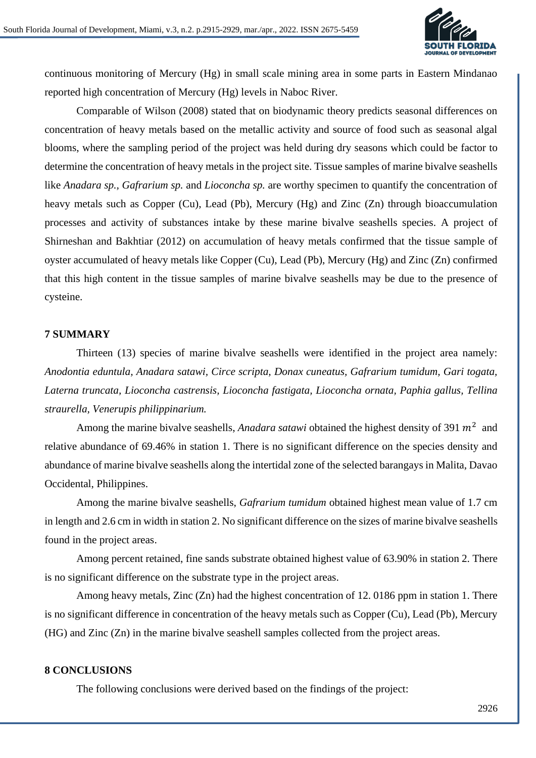continuous monitoring of Mercury (Hg) in small scale mining area in some parts in Eastern Mindanao reported high concentration of Mercury (Hg) levels in Naboc River.

Comparable of Wilson (2008) stated that on biodynamic theory predicts seasonal differences on concentration of heavy metals based on the metallic activity and source of food such as seasonal algal blooms, where the sampling period of the project was held during dry seasons which could be factor to determine the concentration of heavy metals in the project site. Tissue samples of marine bivalve seashells like *Anadara sp.*, *Gafrarium sp.* and *Lioconcha sp.* are worthy specimen to quantify the concentration of heavy metals such as Copper (Cu), Lead (Pb), Mercury (Hg) and Zinc (Zn) through bioaccumulation processes and activity of substances intake by these marine bivalve seashells species. A project of Shirneshan and Bakhtiar (2012) on accumulation of heavy metals confirmed that the tissue sample of oyster accumulated of heavy metals like Copper (Cu), Lead (Pb), Mercury (Hg) and Zinc (Zn) confirmed that this high content in the tissue samples of marine bivalve seashells may be due to the presence of cysteine.

## 7 SUMMARY

Thirteen (13) species of marine bivalve seashells were identified in the project area namely: *Anodontia eduntula, Anadara satawi, Circe scripta, Donax cuneatus, Gafrarium tumidum, Gari togata, Laterna truncata, Lioconcha castrensis, Lioconcha fastigata, Lioconcha ornata, Paphia gallus, Tellina straurella, Venerupis philippinarium.*

Among the marine bivalve seashells, *Anadara satawi* obtained the highest density of 391 $m^2$ and relative abundance of 69.46% in station 1. There is no significant difference on the species density and abundance of marine bivalve seashells along the intertidal zone of the selected barangays in Malita, Davao Occidental, Philippines.

Among the marine bivalve seashells, *Gafrarium tumidum* obtained highest mean value of 1.7 cm in length and 2.6 cm in width in station 2. No significant difference on the sizes of marine bivalve seashells found in the project areas.

Among percent retained, fine sands substrate obtained highest value of 63.90% in station 2. There is no significant difference on the substrate type in the project areas.

Among heavy metals, Zinc (Zn) had the highest concentration of 12. 0186 ppm in station 1. There is no significant difference in concentration of the heavy metals such as Copper (Cu), Lead (Pb), Mercury (HG) and Zinc (Zn) in the marine bivalve seashell samples collected from the project areas.

## 8 CONCLUSIONS

The following conclusions were derived based on the findings of the project: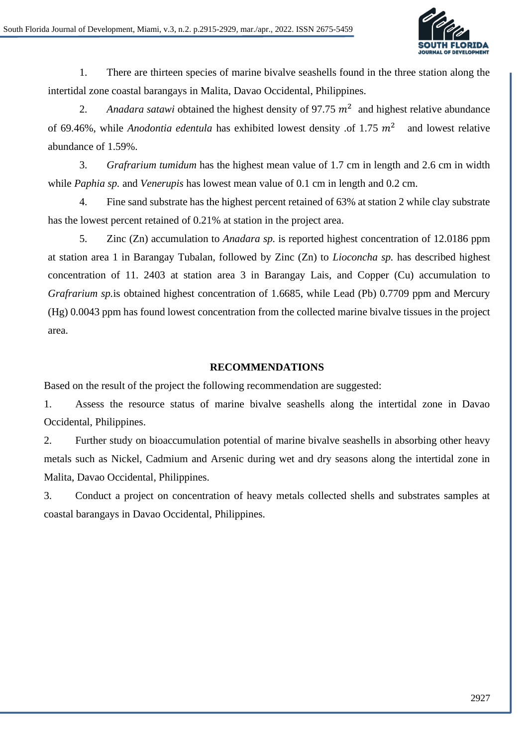1. There are thirteen species of marine bivalve seashells found in the three station along the intertidal zone coastal barangays in Malita, Davao Occidental, Philippines.

2. *Anadara satawi* obtained the highest density of 97.75 $m^2$ and highest relative abundance of 69.46%, while *Anodontia edentula* has exhibited lowest density .of 1.75 $m^2$ and lowest relative abundance of 1.59%.

3. *Grafrarium tumidum* has the highest mean value of 1.7 cm in length and 2.6 cm in width while *Paphia sp.* and *Venerupis* has lowest mean value of 0.1 cm in length and 0.2 cm.

4. Fine sand substrate has the highest percent retained of 63% at station 2 while clay substrate has the lowest percent retained of 0.21% at station in the project area.

5. Zinc (Zn) accumulation to *Anadara sp.* is reported highest concentration of 12.0186 ppm at station area 1 in Barangay Tubalan, followed by Zinc (Zn) to *Lioconcha sp.* has described highest concentration of 11. 2403 at station area 3 in Barangay Lais, and Copper (Cu) accumulation to *Grafrarium sp.*is obtained highest concentration of 1.6685, while Lead (Pb) 0.7709 ppm and Mercury (Hg) 0.0043 ppm has found lowest concentration from the collected marine bivalve tissues in the project area.

## RECOMMENDATIONS

Based on the result of the project the following recommendation are suggested:

1. Assess the resource status of marine bivalve seashells along the intertidal zone in Davao Occidental, Philippines.

2. Further study on bioaccumulation potential of marine bivalve seashells in absorbing other heavy metals such as Nickel, Cadmium and Arsenic during wet and dry seasons along the intertidal zone in Malita, Davao Occidental, Philippines.

3. Conduct a project on concentration of heavy metals collected shells and substrates samples at coastal barangays in Davao Occidental, Philippines.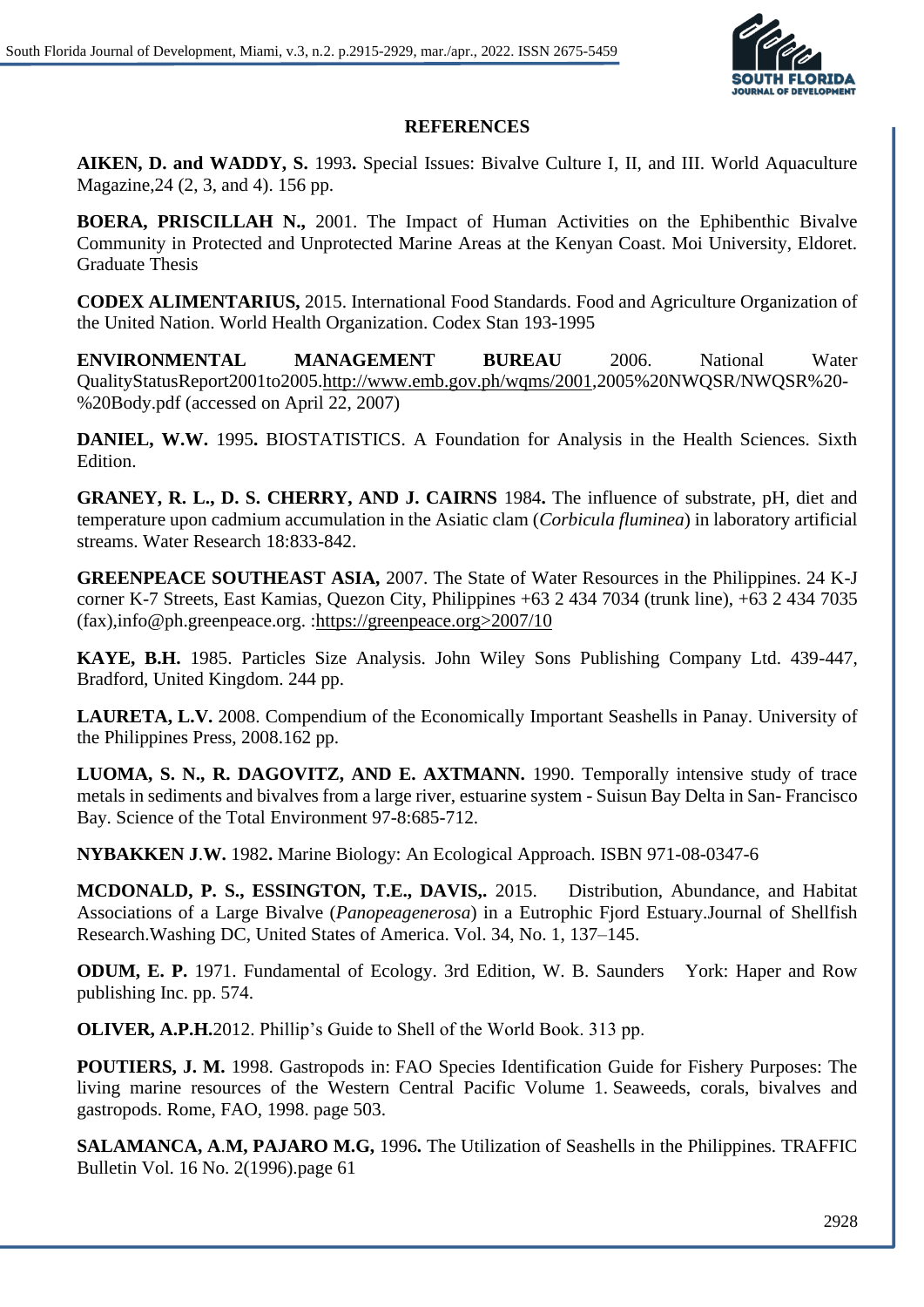## REFERENCES

**AIKEN, D. and WADDY, S.** 1993**.** Special Issues: Bivalve Culture I, II, and III. World Aquaculture Magazine,24 (2, 3, and 4). 156 pp.

**BOERA, PRISCILLAH N.,** 2001. The Impact of Human Activities on the Ephibenthic Bivalve Community in Protected and Unprotected Marine Areas at the Kenyan Coast. Moi University, Eldoret. Graduate Thesis

**CODEX ALIMENTARIUS,** 2015. International Food Standards. Food and Agriculture Organization of the United Nation. World Health Organization. Codex Stan 193-1995

**ENVIRONMENTAL MANAGEMENT BUREAU** 2006. National Water QualityStatusReport2001to2005.http://www.emb.gov.ph/wqms/2001,2005%20NWQSR/NWQSR%20-%20Body.pdf (accessed on April 22, 2007)

**DANIEL, W.W.** 1995**.** BIOSTATISTICS. A Foundation for Analysis in the Health Sciences. Sixth Edition.

**GRANEY, R. L., D. S. CHERRY, AND J. CAIRNS** 1984**.** The influence of substrate, pH, diet and temperature upon cadmium accumulation in the Asiatic clam (*Corbicula fluminea*) in laboratory artificial streams. Water Research 18:833-842.

**GREENPEACE SOUTHEAST ASIA,** 2007. The State of Water Resources in the Philippines. 24 K-J corner K-7 Streets, East Kamias, Quezon City, Philippines +63 2 434 7034 (trunk line), +63 2 434 7035 (fax),info@ph.greenpeace.org. :https://greenpeace.org>2007/10

**KAYE, B.H.** 1985. Particles Size Analysis. John Wiley Sons Publishing Company Ltd. 439-447, Bradford, United Kingdom. 244 pp.

**LAURETA, L.V.** 2008. Compendium of the Economically Important Seashells in Panay. University of the Philippines Press, 2008.162 pp.

**LUOMA, S. N., R. DAGOVITZ, AND E. AXTMANN.** 1990. Temporally intensive study of trace metals in sediments and bivalves from a large river, estuarine system - Suisun Bay Delta in San- Francisco Bay. Science of the Total Environment 97-8:685-712.

**NYBAKKEN J**.**W.** 1982**.** Marine Biology: An Ecological Approach. ISBN 971-08-0347-6

**MCDONALD, P. S., ESSINGTON, T.E., DAVIS,.** 2015. Distribution, Abundance, and Habitat Associations of a Large Bivalve (*Panopeagenerosa*) in a Eutrophic Fjord Estuary.Journal of Shellfish Research.Washing DC, United States of America. Vol. 34, No. 1, 137–145.

**ODUM, E. P.** 1971. Fundamental of Ecology. 3rd Edition, W. B. Saunders York: Haper and Row publishing Inc. pp. 574.

**OLIVER, A.P.H.**2012. Phillip's Guide to Shell of the World Book. 313 pp.

**POUTIERS, J. M.** 1998. Gastropods in: FAO Species Identification Guide for Fishery Purposes: The living marine resources of the Western Central Pacific Volume 1. Seaweeds, corals, bivalves and gastropods. Rome, FAO, 1998. page 503.

**SALAMANCA, A**.**M, PAJARO M.G,** 1996**.** The Utilization of Seashells in the Philippines. TRAFFIC Bulletin Vol. 16 No. 2(1996).page 61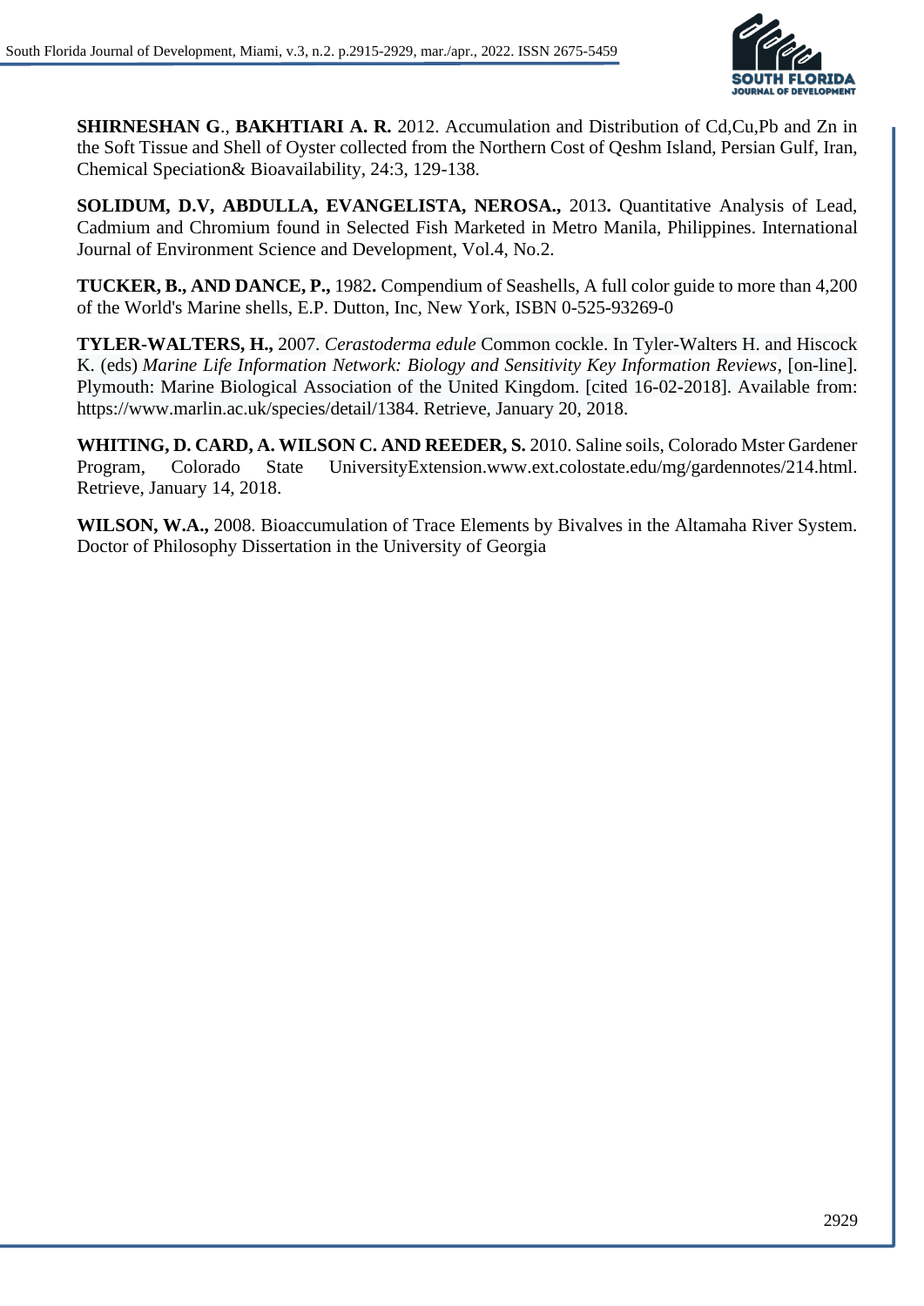**SHIRNESHAN G**., **BAKHTIARI A. R.** 2012. Accumulation and Distribution of Cd,Cu,Pb and Zn in the Soft Tissue and Shell of Oyster collected from the Northern Cost of Qeshm Island, Persian Gulf, Iran, Chemical Speciation& Bioavailability, 24:3, 129-138.

**SOLIDUM, D.V, ABDULLA, EVANGELISTA, NEROSA.,** 2013**.** Quantitative Analysis of Lead, Cadmium and Chromium found in Selected Fish Marketed in Metro Manila, Philippines. International Journal of Environment Science and Development, Vol.4, No.2.

**TUCKER, B., AND DANCE, P.,** 1982**.** Compendium of Seashells, A full color guide to more than 4,200 of the World's Marine shells, E.P. Dutton, Inc, New York, ISBN 0-525-93269-0

**TYLER-WALTERS, H.,** 2007. *Cerastoderma edule* Common cockle. In Tyler-Walters H. and Hiscock K. (eds) *Marine Life Information Network: Biology and Sensitivity Key Information Reviews*, [on-line]. Plymouth: Marine Biological Association of the United Kingdom. [cited 16-02-2018]. Available from: https://www.marlin.ac.uk/species/detail/1384. Retrieve, January 20, 2018.

**WHITING, D. CARD, A. WILSON C. AND REEDER, S.** 2010. Saline soils, Colorado Mster Gardener Program, Colorado State UniversityExtension.www.ext.colostate.edu/mg/gardennotes/214.html. Retrieve, January 14, 2018.

**WILSON, W.A.,** 2008. Bioaccumulation of Trace Elements by Bivalves in the Altamaha River System. Doctor of Philosophy Dissertation in the University of Georgia